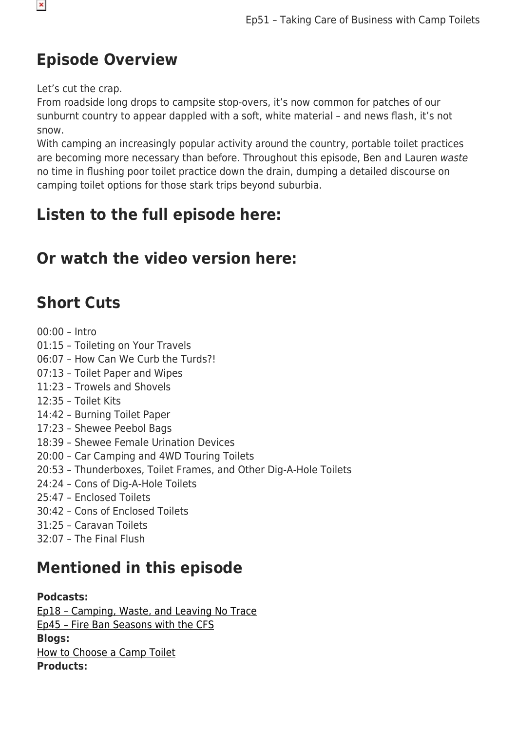## Episode Overview

Let's cut the crap.
From roadside long drops to campsite stop-overs, it's now common for patches of our sunburnt country to appear dappled with a soft, white material – and news flash, it's not snow.
With camping an increasingly popular activity around the country, portable toilet practices are becoming more necessary than before. Throughout this episode, Ben and Lauren *waste* no time in flushing poor toilet practice down the drain, dumping a detailed discourse on camping toilet options for those stark trips beyond suburbia.

## Listen to the full episode here:

## Or watch the video version here:

## Short Cuts

00:00 – Intro
01:15 – Toileting on Your Travels
06:07 – How Can We Curb the Turds?!
07:13 – Toilet Paper and Wipes
11:23 – Trowels and Shovels
12:35 – Toilet Kits
14:42 – Burning Toilet Paper
17:23 – Shewee Peebol Bags
18:39 – Shewee Female Urination Devices
20:00 – Car Camping and 4WD Touring Toilets
20:53 – Thunderboxes, Toilet Frames, and Other Dig-A-Hole Toilets
24:24 – Cons of Dig-A-Hole Toilets
25:47 – Enclosed Toilets
30:42 – Cons of Enclosed Toilets
31:25 – Caravan Toilets
32:07 – The Final Flush

## Mentioned in this episode

**Podcasts:**
Ep18 – Camping, Waste, and Leaving No Trace
Ep45 – Fire Ban Seasons with the CFS
**Blogs:**
How to Choose a Camp Toilet
**Products:**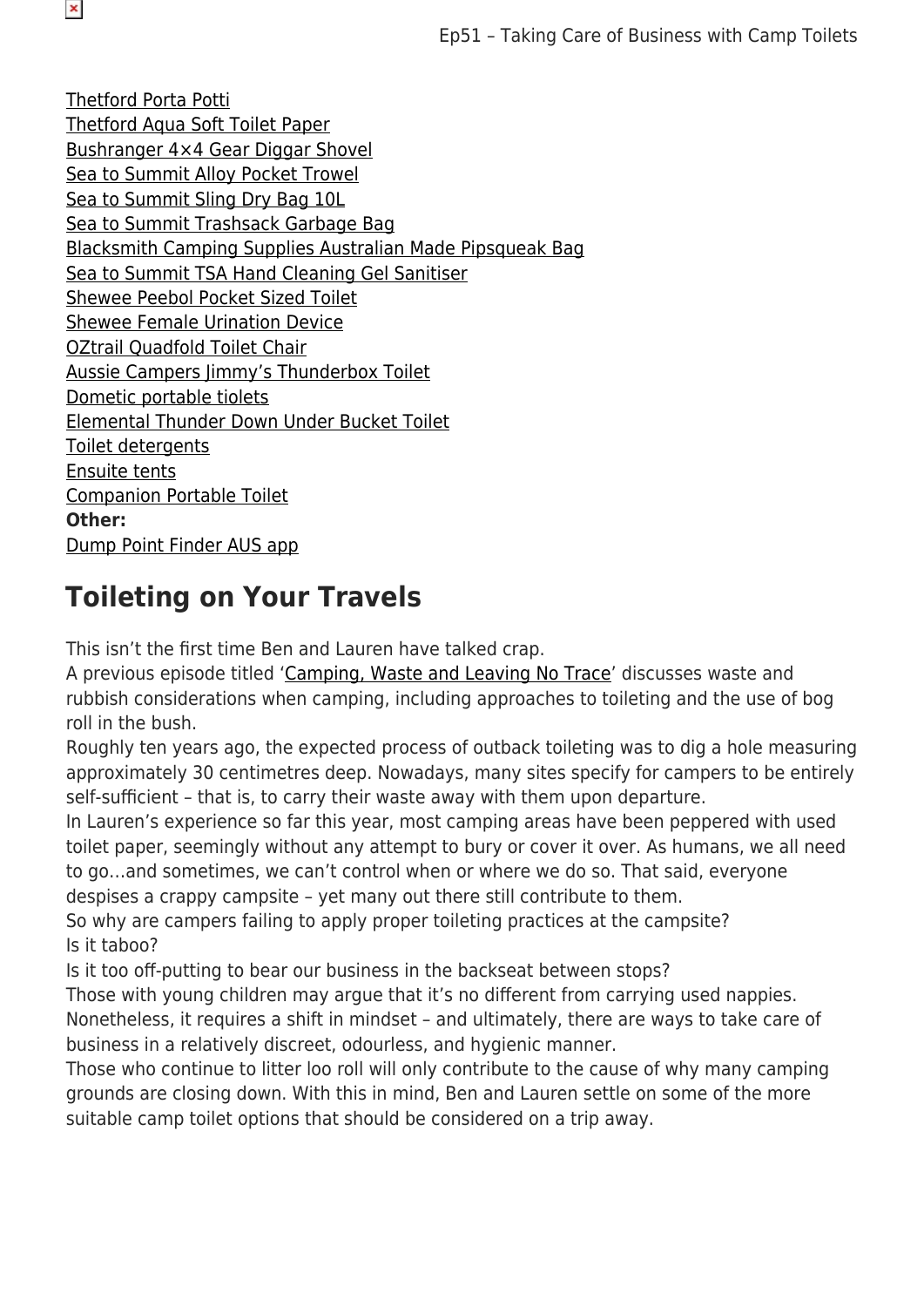Thetford Porta Potti
Thetford Aqua Soft Toilet Paper
Bushranger 4×4 Gear Diggar Shovel
Sea to Summit Alloy Pocket Trowel
Sea to Summit Sling Dry Bag 10L
Sea to Summit Trashsack Garbage Bag
Blacksmith Camping Supplies Australian Made Pipsqueak Bag
Sea to Summit TSA Hand Cleaning Gel Sanitiser
Shewee Peebol Pocket Sized Toilet
Shewee Female Urination Device
OZtrail Quadfold Toilet Chair
Aussie Campers Jimmy's Thunderbox Toilet
Dometic portable tiolets
Elemental Thunder Down Under Bucket Toilet
Toilet detergents
Ensuite tents
Companion Portable Toilet
**Other:**
Dump Point Finder AUS app

## Toileting on Your Travels

This isn't the first time Ben and Lauren have talked crap.
A previous episode titled 'Camping, Waste and Leaving No Trace' discusses waste and rubbish considerations when camping, including approaches to toileting and the use of bog roll in the bush.
Roughly ten years ago, the expected process of outback toileting was to dig a hole measuring approximately 30 centimetres deep. Nowadays, many sites specify for campers to be entirely self-sufficient – that is, to carry their waste away with them upon departure.
In Lauren's experience so far this year, most camping areas have been peppered with used toilet paper, seemingly without any attempt to bury or cover it over. As humans, we all need to go…and sometimes, we can't control when or where we do so. That said, everyone despises a crappy campsite – yet many out there still contribute to them.
So why are campers failing to apply proper toileting practices at the campsite?
Is it taboo?
Is it too off-putting to bear our business in the backseat between stops?
Those with young children may argue that it's no different from carrying used nappies.
Nonetheless, it requires a shift in mindset – and ultimately, there are ways to take care of business in a relatively discreet, odourless, and hygienic manner.
Those who continue to litter loo roll will only contribute to the cause of why many camping grounds are closing down. With this in mind, Ben and Lauren settle on some of the more suitable camp toilet options that should be considered on a trip away.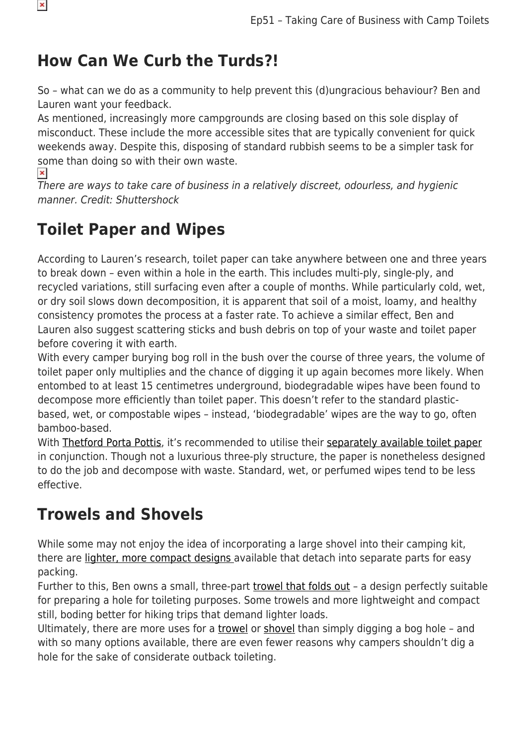## How Can We Curb the Turds?!

So – what can we do as a community to help prevent this (d)ungracious behaviour? Ben and Lauren want your feedback.

As mentioned, increasingly more campgrounds are closing based on this sole display of misconduct. These include the more accessible sites that are typically convenient for quick weekends away. Despite this, disposing of standard rubbish seems to be a simpler task for some than doing so with their own waste.

*There are ways to take care of business in a relatively discreet, odourless, and hygienic manner. Credit: Shuttershock*

## Toilet Paper and Wipes

According to Lauren's research, toilet paper can take anywhere between one and three years to break down – even within a hole in the earth. This includes multi-ply, single-ply, and recycled variations, still surfacing even after a couple of months. While particularly cold, wet, or dry soil slows down decomposition, it is apparent that soil of a moist, loamy, and healthy consistency promotes the process at a faster rate. To achieve a similar effect, Ben and Lauren also suggest scattering sticks and bush debris on top of your waste and toilet paper before covering it with earth.

With every camper burying bog roll in the bush over the course of three years, the volume of toilet paper only multiplies and the chance of digging it up again becomes more likely. When entombed to at least 15 centimetres underground, biodegradable wipes have been found to decompose more efficiently than toilet paper. This doesn't refer to the standard plastic-based, wet, or compostable wipes – instead, 'biodegradable' wipes are the way to go, often bamboo-based.

With Thetford Porta Pottis, it's recommended to utilise their separately available toilet paper in conjunction. Though not a luxurious three-ply structure, the paper is nonetheless designed to do the job and decompose with waste. Standard, wet, or perfumed wipes tend to be less effective.

## Trowels and Shovels

While some may not enjoy the idea of incorporating a large shovel into their camping kit, there are lighter, more compact designs available that detach into separate parts for easy packing.

Further to this, Ben owns a small, three-part trowel that folds out – a design perfectly suitable for preparing a hole for toileting purposes. Some trowels and more lightweight and compact still, boding better for hiking trips that demand lighter loads.

Ultimately, there are more uses for a trowel or shovel than simply digging a bog hole – and with so many options available, there are even fewer reasons why campers shouldn't dig a hole for the sake of considerate outback toileting.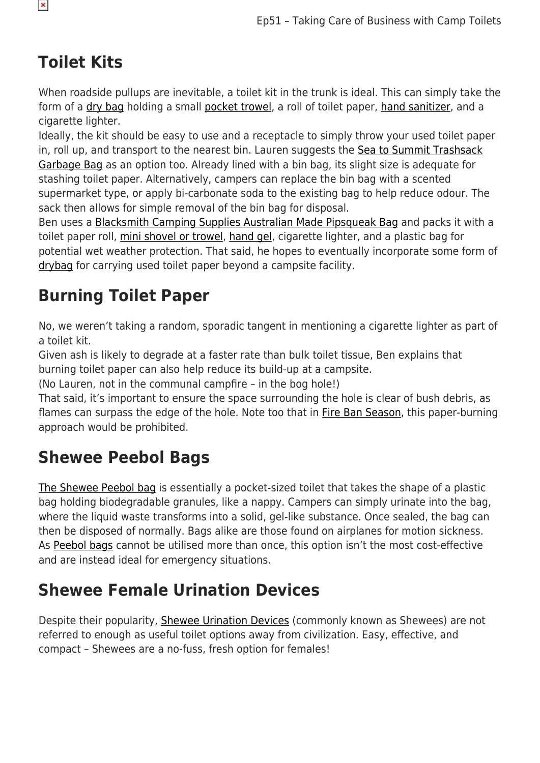## Toilet Kits

When roadside pullups are inevitable, a toilet kit in the trunk is ideal. This can simply take the form of a dry bag holding a small pocket trowel, a roll of toilet paper, hand sanitizer, and a cigarette lighter.

Ideally, the kit should be easy to use and a receptacle to simply throw your used toilet paper in, roll up, and transport to the nearest bin. Lauren suggests the Sea to Summit Trashsack Garbage Bag as an option too. Already lined with a bin bag, its slight size is adequate for stashing toilet paper. Alternatively, campers can replace the bin bag with a scented supermarket type, or apply bi-carbonate soda to the existing bag to help reduce odour. The sack then allows for simple removal of the bin bag for disposal.

Ben uses a Blacksmith Camping Supplies Australian Made Pipsqueak Bag and packs it with a toilet paper roll, mini shovel or trowel, hand gel, cigarette lighter, and a plastic bag for potential wet weather protection. That said, he hopes to eventually incorporate some form of drybag for carrying used toilet paper beyond a campsite facility.

## Burning Toilet Paper

No, we weren't taking a random, sporadic tangent in mentioning a cigarette lighter as part of a toilet kit.

Given ash is likely to degrade at a faster rate than bulk toilet tissue, Ben explains that burning toilet paper can also help reduce its build-up at a campsite.

(No Lauren, not in the communal campfire – in the bog hole!)

That said, it's important to ensure the space surrounding the hole is clear of bush debris, as flames can surpass the edge of the hole. Note too that in Fire Ban Season, this paper-burning approach would be prohibited.

## Shewee Peebol Bags

The Shewee Peebol bag is essentially a pocket-sized toilet that takes the shape of a plastic bag holding biodegradable granules, like a nappy. Campers can simply urinate into the bag, where the liquid waste transforms into a solid, gel-like substance. Once sealed, the bag can then be disposed of normally. Bags alike are those found on airplanes for motion sickness. As Peebol bags cannot be utilised more than once, this option isn't the most cost-effective and are instead ideal for emergency situations.

## Shewee Female Urination Devices

Despite their popularity, Shewee Urination Devices (commonly known as Shewees) are not referred to enough as useful toilet options away from civilization. Easy, effective, and compact – Shewees are a no-fuss, fresh option for females!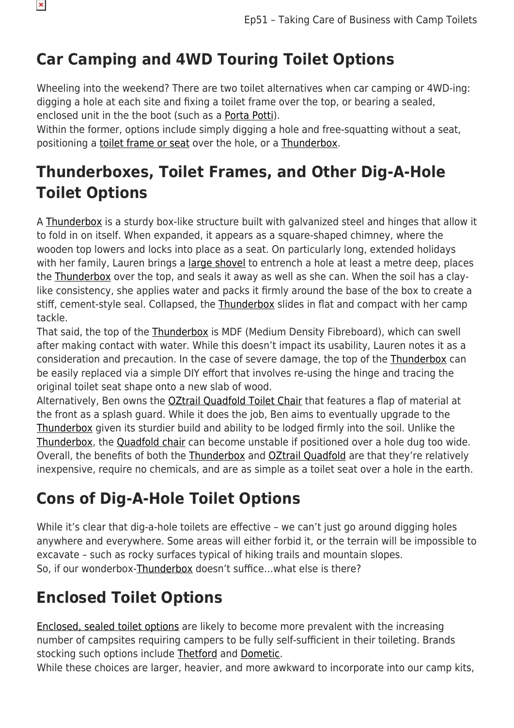## Car Camping and 4WD Touring Toilet Options

Wheeling into the weekend? There are two toilet alternatives when car camping or 4WD-ing: digging a hole at each site and fixing a toilet frame over the top, or bearing a sealed, enclosed unit in the the boot (such as a Porta Potti).
Within the former, options include simply digging a hole and free-squatting without a seat, positioning a toilet frame or seat over the hole, or a Thunderbox.

## Thunderboxes, Toilet Frames, and Other Dig-A-Hole Toilet Options

A Thunderbox is a sturdy box-like structure built with galvanized steel and hinges that allow it to fold in on itself. When expanded, it appears as a square-shaped chimney, where the wooden top lowers and locks into place as a seat. On particularly long, extended holidays with her family, Lauren brings a large shovel to entrench a hole at least a metre deep, places the Thunderbox over the top, and seals it away as well as she can. When the soil has a clay-like consistency, she applies water and packs it firmly around the base of the box to create a stiff, cement-style seal. Collapsed, the Thunderbox slides in flat and compact with her camp tackle.
That said, the top of the Thunderbox is MDF (Medium Density Fibreboard), which can swell after making contact with water. While this doesn't impact its usability, Lauren notes it as a consideration and precaution. In the case of severe damage, the top of the Thunderbox can be easily replaced via a simple DIY effort that involves re-using the hinge and tracing the original toilet seat shape onto a new slab of wood.
Alternatively, Ben owns the OZtrail Quadfold Toilet Chair that features a flap of material at the front as a splash guard. While it does the job, Ben aims to eventually upgrade to the Thunderbox given its sturdier build and ability to be lodged firmly into the soil. Unlike the Thunderbox, the Quadfold chair can become unstable if positioned over a hole dug too wide. Overall, the benefits of both the Thunderbox and OZtrail Quadfold are that they're relatively inexpensive, require no chemicals, and are as simple as a toilet seat over a hole in the earth.

## Cons of Dig-A-Hole Toilet Options

While it's clear that dig-a-hole toilets are effective – we can't just go around digging holes anywhere and everywhere. Some areas will either forbid it, or the terrain will be impossible to excavate – such as rocky surfaces typical of hiking trails and mountain slopes.
So, if our wonderbox-Thunderbox doesn't suffice…what else is there?

## Enclosed Toilet Options

Enclosed, sealed toilet options are likely to become more prevalent with the increasing number of campsites requiring campers to be fully self-sufficient in their toileting. Brands stocking such options include Thetford and Dometic.
While these choices are larger, heavier, and more awkward to incorporate into our camp kits,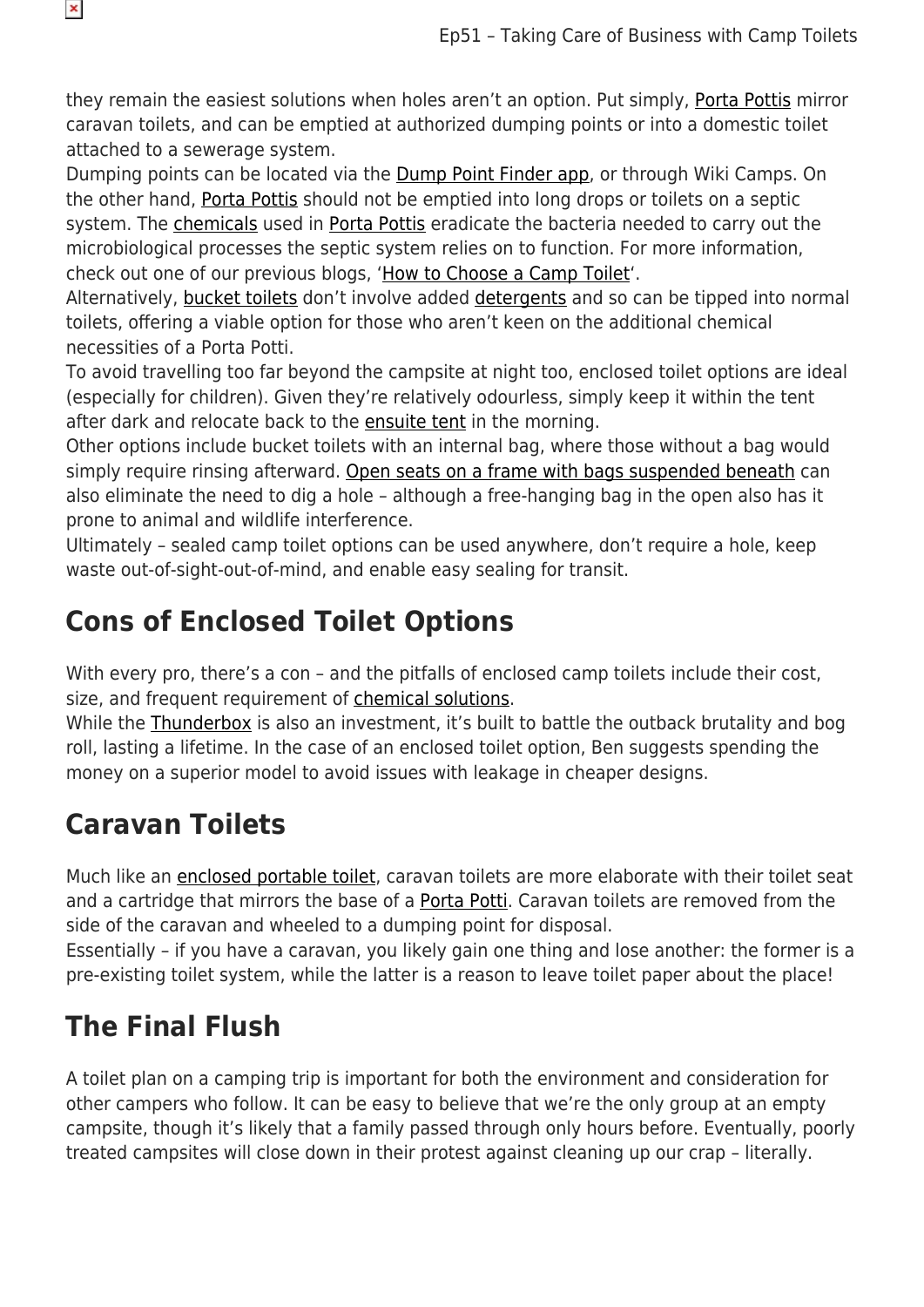they remain the easiest solutions when holes aren't an option. Put simply, Porta Pottis mirror caravan toilets, and can be emptied at authorized dumping points or into a domestic toilet attached to a sewerage system.

Dumping points can be located via the Dump Point Finder app, or through Wiki Camps. On the other hand, Porta Pottis should not be emptied into long drops or toilets on a septic system. The chemicals used in Porta Pottis eradicate the bacteria needed to carry out the microbiological processes the septic system relies on to function. For more information, check out one of our previous blogs, 'How to Choose a Camp Toilet'.

Alternatively, bucket toilets don't involve added detergents and so can be tipped into normal toilets, offering a viable option for those who aren't keen on the additional chemical necessities of a Porta Potti.

To avoid travelling too far beyond the campsite at night too, enclosed toilet options are ideal (especially for children). Given they're relatively odourless, simply keep it within the tent after dark and relocate back to the ensuite tent in the morning.

Other options include bucket toilets with an internal bag, where those without a bag would simply require rinsing afterward. Open seats on a frame with bags suspended beneath can also eliminate the need to dig a hole – although a free-hanging bag in the open also has it prone to animal and wildlife interference.

Ultimately – sealed camp toilet options can be used anywhere, don't require a hole, keep waste out-of-sight-out-of-mind, and enable easy sealing for transit.

## Cons of Enclosed Toilet Options

With every pro, there's a con – and the pitfalls of enclosed camp toilets include their cost, size, and frequent requirement of chemical solutions.

While the Thunderbox is also an investment, it's built to battle the outback brutality and bog roll, lasting a lifetime. In the case of an enclosed toilet option, Ben suggests spending the money on a superior model to avoid issues with leakage in cheaper designs.

## Caravan Toilets

Much like an enclosed portable toilet, caravan toilets are more elaborate with their toilet seat and a cartridge that mirrors the base of a Porta Potti. Caravan toilets are removed from the side of the caravan and wheeled to a dumping point for disposal.

Essentially – if you have a caravan, you likely gain one thing and lose another: the former is a pre-existing toilet system, while the latter is a reason to leave toilet paper about the place!

## The Final Flush

A toilet plan on a camping trip is important for both the environment and consideration for other campers who follow. It can be easy to believe that we're the only group at an empty campsite, though it's likely that a family passed through only hours before. Eventually, poorly treated campsites will close down in their protest against cleaning up our crap – literally.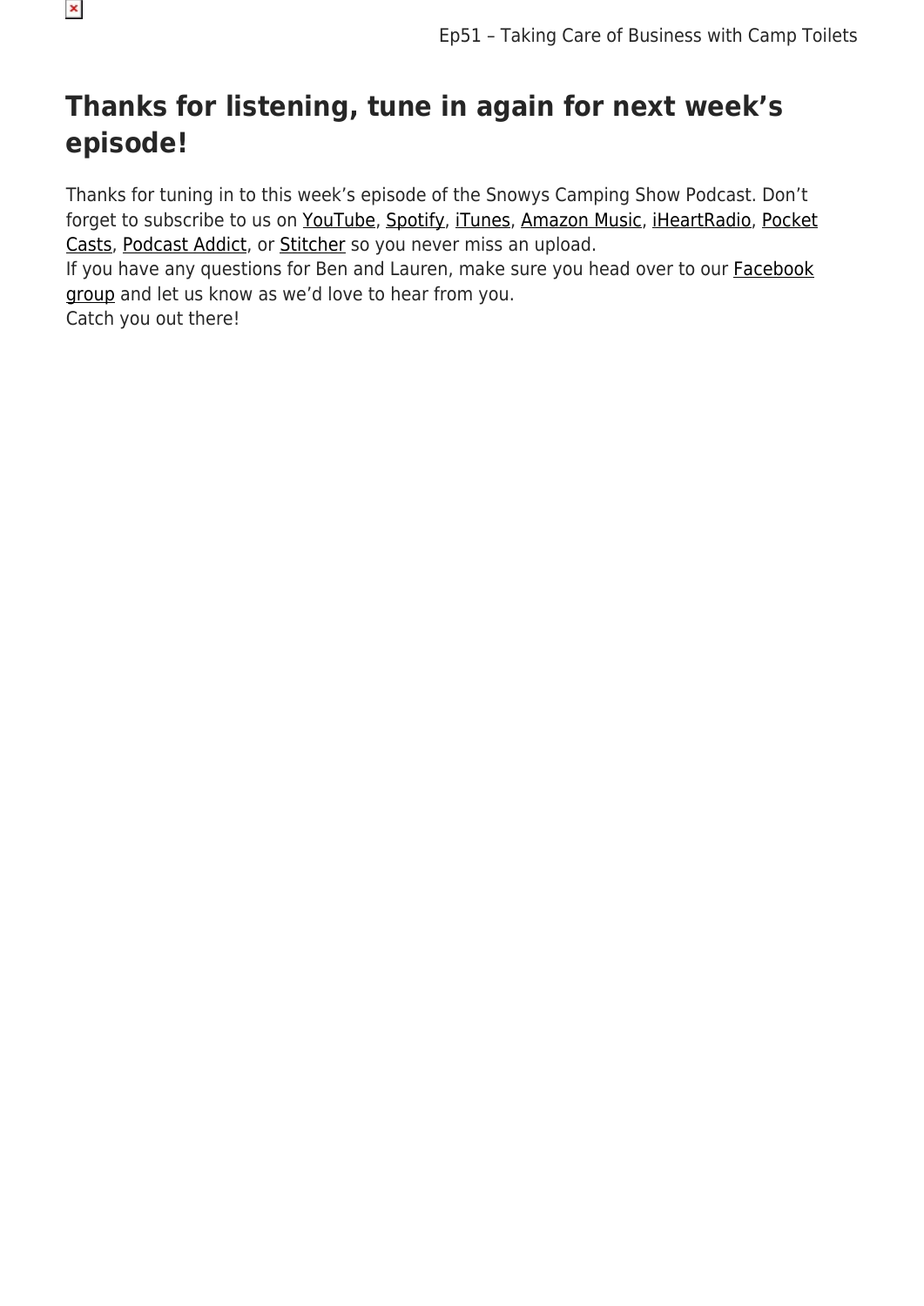## Thanks for listening, tune in again for next week's episode!

Thanks for tuning in to this week's episode of the Snowys Camping Show Podcast. Don't forget to subscribe to us on YouTube, Spotify, iTunes, Amazon Music, iHeartRadio, Pocket Casts, Podcast Addict, or Stitcher so you never miss an upload.
If you have any questions for Ben and Lauren, make sure you head over to our Facebook group and let us know as we'd love to hear from you.
Catch you out there!